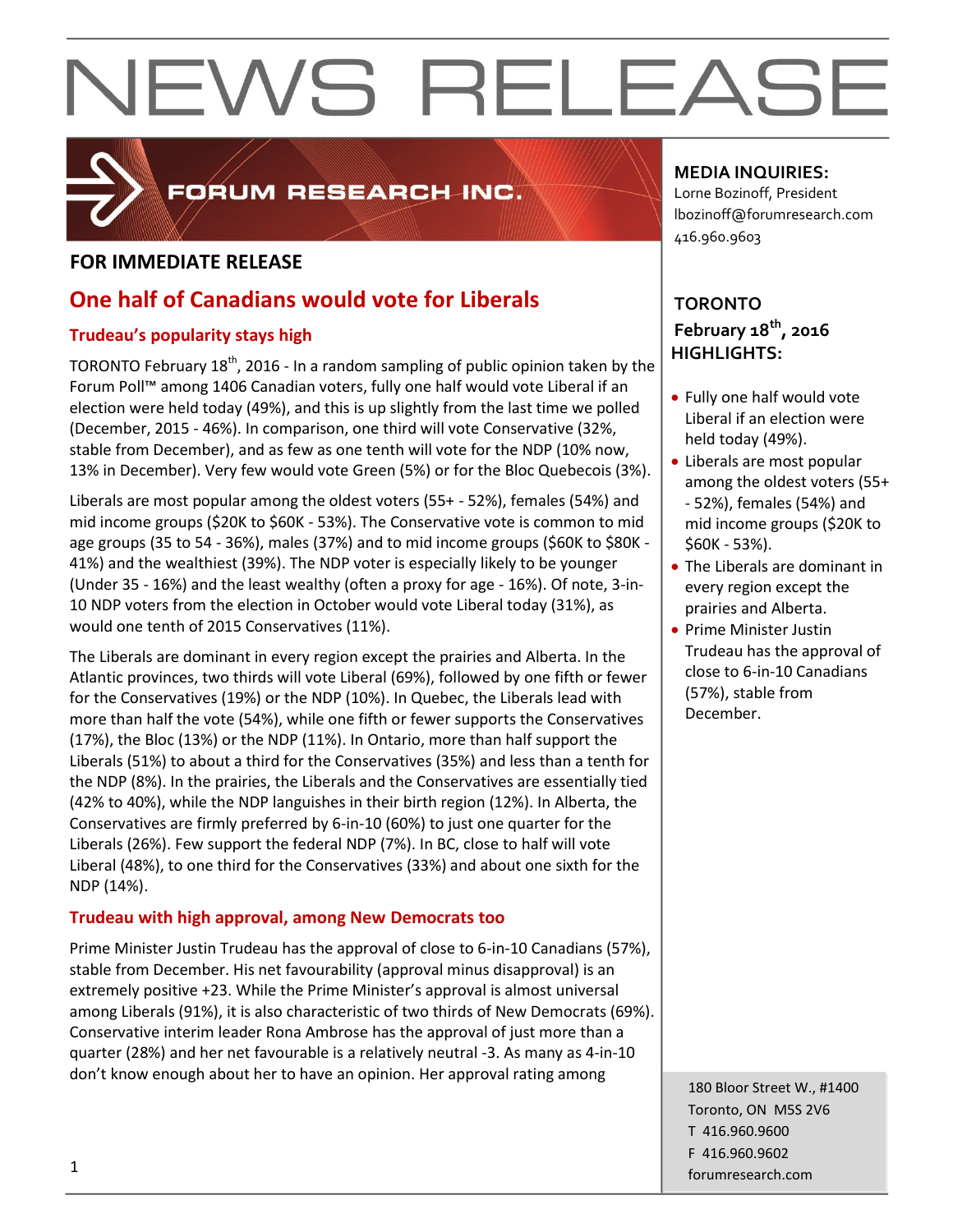# NEWS RELEASE

FORUM RESEARCH INC.

**FOR IMMEDIATE RELEASE**

## One half of Canadians would vote for Liberals

### Trudeau's popularity stays high

TORONTO February 18th, 2016 - In a random sampling of public opinion taken by the Forum Poll™ among 1406 Canadian voters, fully one half would vote Liberal if an election were held today (49%), and this is up slightly from the last time we polled (December, 2015 - 46%). In comparison, one third will vote Conservative (32%, stable from December), and as few as one tenth will vote for the NDP (10% now, 13% in December). Very few would vote Green (5%) or for the Bloc Quebecois (3%).

Liberals are most popular among the oldest voters (55+ - 52%), females (54%) and mid income groups ($20K to $60K - 53%). The Conservative vote is common to mid age groups (35 to 54 - 36%), males (37%) and to mid income groups ($60K to $80K - 41%) and the wealthiest (39%). The NDP voter is especially likely to be younger (Under 35 - 16%) and the least wealthy (often a proxy for age - 16%). Of note, 3-in-10 NDP voters from the election in October would vote Liberal today (31%), as would one tenth of 2015 Conservatives (11%).

The Liberals are dominant in every region except the prairies and Alberta. In the Atlantic provinces, two thirds will vote Liberal (69%), followed by one fifth or fewer for the Conservatives (19%) or the NDP (10%). In Quebec, the Liberals lead with more than half the vote (54%), while one fifth or fewer supports the Conservatives (17%), the Bloc (13%) or the NDP (11%). In Ontario, more than half support the Liberals (51%) to about a third for the Conservatives (35%) and less than a tenth for the NDP (8%). In the prairies, the Liberals and the Conservatives are essentially tied (42% to 40%), while the NDP languishes in their birth region (12%). In Alberta, the Conservatives are firmly preferred by 6-in-10 (60%) to just one quarter for the Liberals (26%). Few support the federal NDP (7%). In BC, close to half will vote Liberal (48%), to one third for the Conservatives (33%) and about one sixth for the NDP (14%).

### Trudeau with high approval, among New Democrats too

Prime Minister Justin Trudeau has the approval of close to 6-in-10 Canadians (57%), stable from December. His net favourability (approval minus disapproval) is an extremely positive +23. While the Prime Minister's approval is almost universal among Liberals (91%), it is also characteristic of two thirds of New Democrats (69%). Conservative interim leader Rona Ambrose has the approval of just more than a quarter (28%) and her net favourable is a relatively neutral -3. As many as 4-in-10 don't know enough about her to have an opinion. Her approval rating among

**MEDIA INQUIRIES:**
Lorne Bozinoff, President
lbozinoff@forumresearch.com
416.960.9603

**TORONTO**
**February 18th, 2016**
**HIGHLIGHTS:**

- Fully one half would vote Liberal if an election were held today (49%).
- Liberals are most popular among the oldest voters (55+ - 52%), females (54%) and mid income groups ($20K to $60K - 53%).
- The Liberals are dominant in every region except the prairies and Alberta.
- Prime Minister Justin Trudeau has the approval of close to 6-in-10 Canadians (57%), stable from December.

180 Bloor Street W., #1400
Toronto, ON M5S 2V6
T 416.960.9600
F 416.960.9602
forumresearch.com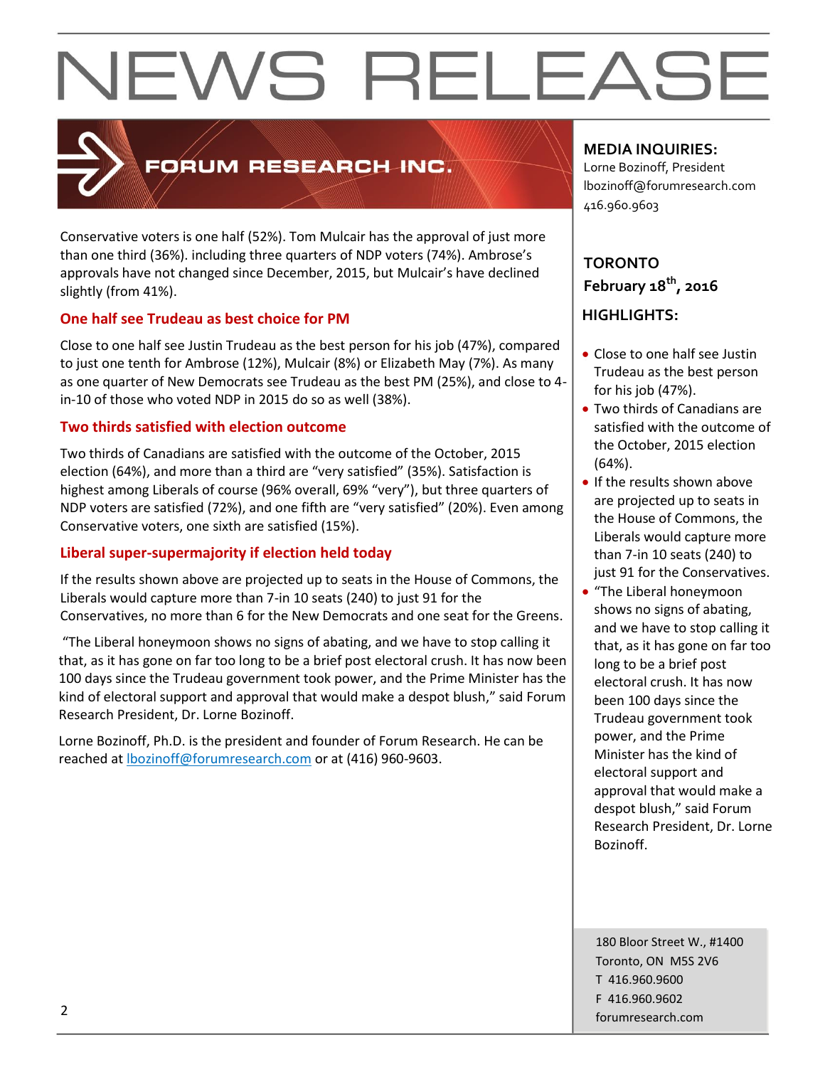Conservative voters is one half (52%). Tom Mulcair has the approval of just more than one third (36%). including three quarters of NDP voters (74%). Ambrose's approvals have not changed since December, 2015, but Mulcair's have declined slightly (from 41%).

### One half see Trudeau as best choice for PM

Close to one half see Justin Trudeau as the best person for his job (47%), compared to just one tenth for Ambrose (12%), Mulcair (8%) or Elizabeth May (7%). As many as one quarter of New Democrats see Trudeau as the best PM (25%), and close to 4-in-10 of those who voted NDP in 2015 do so as well (38%).

### Two thirds satisfied with election outcome

Two thirds of Canadians are satisfied with the outcome of the October, 2015 election (64%), and more than a third are "very satisfied" (35%). Satisfaction is highest among Liberals of course (96% overall, 69% "very"), but three quarters of NDP voters are satisfied (72%), and one fifth are "very satisfied" (20%). Even among Conservative voters, one sixth are satisfied (15%).

### Liberal super-supermajority if election held today

If the results shown above are projected up to seats in the House of Commons, the Liberals would capture more than 7-in 10 seats (240) to just 91 for the Conservatives, no more than 6 for the New Democrats and one seat for the Greens.

"The Liberal honeymoon shows no signs of abating, and we have to stop calling it that, as it has gone on far too long to be a brief post electoral crush. It has now been 100 days since the Trudeau government took power, and the Prime Minister has the kind of electoral support and approval that would make a despot blush," said Forum Research President, Dr. Lorne Bozinoff.

Lorne Bozinoff, Ph.D. is the president and founder of Forum Research. He can be reached at lbozinoff@forumresearch.com or at (416) 960-9603.

**MEDIA INQUIRIES:**
Lorne Bozinoff, President
lbozinoff@forumresearch.com
416.960.9603

**TORONTO**
**February 18th, 2016**

**HIGHLIGHTS:**

- Close to one half see Justin Trudeau as the best person for his job (47%).
- Two thirds of Canadians are satisfied with the outcome of the October, 2015 election (64%).
- If the results shown above are projected up to seats in the House of Commons, the Liberals would capture more than 7-in 10 seats (240) to just 91 for the Conservatives.
- "The Liberal honeymoon shows no signs of abating, and we have to stop calling it that, as it has gone on far too long to be a brief post electoral crush. It has now been 100 days since the Trudeau government took power, and the Prime Minister has the kind of electoral support and approval that would make a despot blush," said Forum Research President, Dr. Lorne Bozinoff.

180 Bloor Street W., #1400
Toronto, ON M5S 2V6
T 416.960.9600
F 416.960.9602
forumresearch.com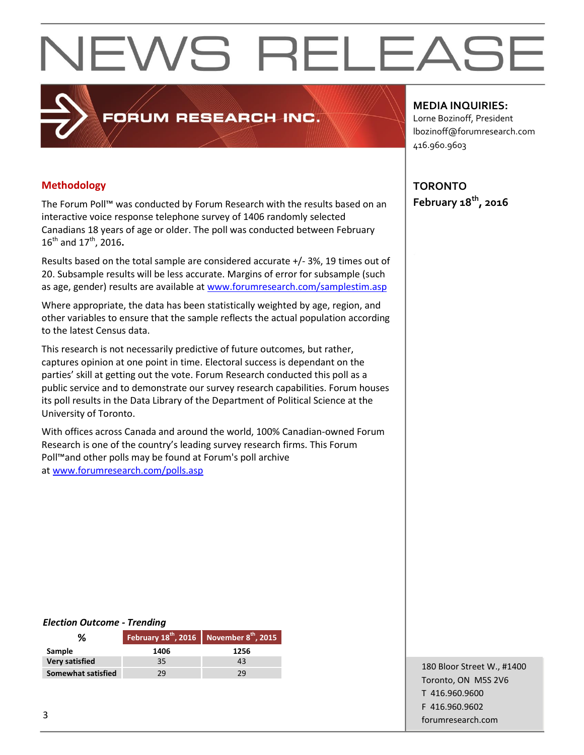# NEWS RELEASE

FORUM RESEARCH INC.

**MEDIA INQUIRIES:**
Lorne Bozinoff, President
lbozinoff@forumresearch.com
416.960.9603

**TORONTO**
**February 18th, 2016**

## Methodology

The Forum Poll™ was conducted by Forum Research with the results based on an interactive voice response telephone survey of 1406 randomly selected Canadians 18 years of age or older. The poll was conducted between February 16th and 17th, 2016**.**

Results based on the total sample are considered accurate +/- 3%, 19 times out of 20. Subsample results will be less accurate. Margins of error for subsample (such as age, gender) results are available at www.forumresearch.com/samplestim.asp

Where appropriate, the data has been statistically weighted by age, region, and other variables to ensure that the sample reflects the actual population according to the latest Census data.

This research is not necessarily predictive of future outcomes, but rather, captures opinion at one point in time. Electoral success is dependant on the parties' skill at getting out the vote. Forum Research conducted this poll as a public service and to demonstrate our survey research capabilities. Forum houses its poll results in the Data Library of the Department of Political Science at the University of Toronto.

With offices across Canada and around the world, 100% Canadian-owned Forum Research is one of the country's leading survey research firms. This Forum Poll™and other polls may be found at Forum's poll archive at www.forumresearch.com/polls.asp

***Election Outcome - Trending***

| % | February 18th, 2016 | November 8th, 2015 |
|---|---|---|
| **Sample** | **1406** | **1256** |
| **Very satisfied** | 35 | 43 |
| **Somewhat satisfied** | 29 | 29 |

180 Bloor Street W., #1400
Toronto, ON M5S 2V6
T 416.960.9600
F 416.960.9602
forumresearch.com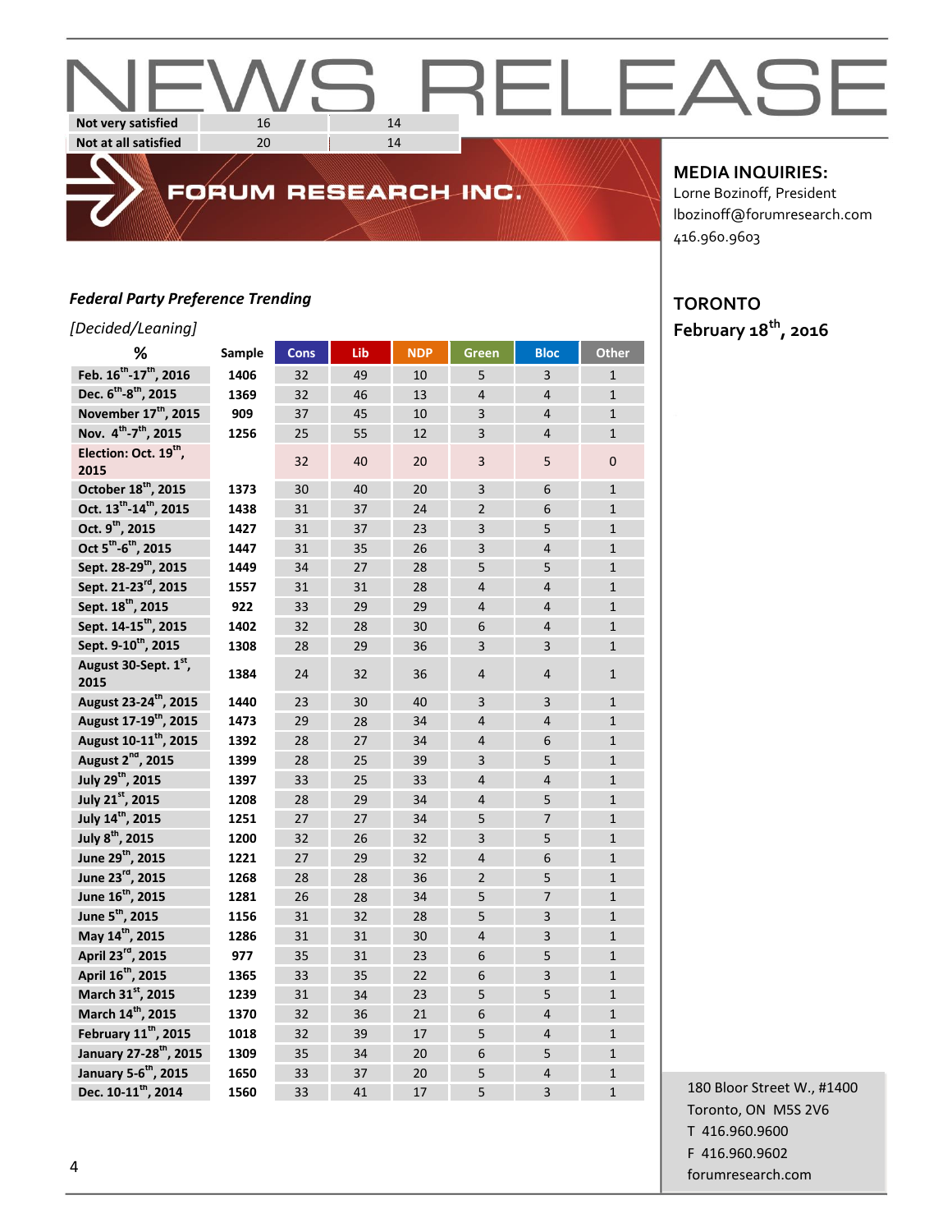| Not very satisfied | 16 | 14 |
|---|---|---|
| Not at all satisfied | 20 | 14 |

**MEDIA INQUIRIES:**
Lorne Bozinoff, President
lbozinoff@forumresearch.com
416.960.9603

**TORONTO**
**February 18th, 2016**

***Federal Party Preference Trending***

*[Decided/Leaning]*

| % | Sample | Cons | Lib | NDP | Green | Bloc | Other |
|---|---|---|---|---|---|---|---|
| Feb. 16th-17th, 2016 | 1406 | 32 | 49 | 10 | 5 | 3 | 1 |
| Dec. 6th-8th, 2015 | 1369 | 32 | 46 | 13 | 4 | 4 | 1 |
| November 17th, 2015 | 909 | 37 | 45 | 10 | 3 | 4 | 1 |
| Nov. 4th-7th, 2015 | 1256 | 25 | 55 | 12 | 3 | 4 | 1 |
| Election: Oct. 19th, 2015 | | 32 | 40 | 20 | 3 | 5 | 0 |
| October 18th, 2015 | 1373 | 30 | 40 | 20 | 3 | 6 | 1 |
| Oct. 13th-14th, 2015 | 1438 | 31 | 37 | 24 | 2 | 6 | 1 |
| Oct. 9th, 2015 | 1427 | 31 | 37 | 23 | 3 | 5 | 1 |
| Oct 5th-6th, 2015 | 1447 | 31 | 35 | 26 | 3 | 4 | 1 |
| Sept. 28-29th, 2015 | 1449 | 34 | 27 | 28 | 5 | 5 | 1 |
| Sept. 21-23rd, 2015 | 1557 | 31 | 31 | 28 | 4 | 4 | 1 |
| Sept. 18th, 2015 | 922 | 33 | 29 | 29 | 4 | 4 | 1 |
| Sept. 14-15th, 2015 | 1402 | 32 | 28 | 30 | 6 | 4 | 1 |
| Sept. 9-10th, 2015 | 1308 | 28 | 29 | 36 | 3 | 3 | 1 |
| August 30-Sept. 1st, 2015 | 1384 | 24 | 32 | 36 | 4 | 4 | 1 |
| August 23-24th, 2015 | 1440 | 23 | 30 | 40 | 3 | 3 | 1 |
| August 17-19th, 2015 | 1473 | 29 | 28 | 34 | 4 | 4 | 1 |
| August 10-11th, 2015 | 1392 | 28 | 27 | 34 | 4 | 6 | 1 |
| August 2nd, 2015 | 1399 | 28 | 25 | 39 | 3 | 5 | 1 |
| July 29th, 2015 | 1397 | 33 | 25 | 33 | 4 | 4 | 1 |
| July 21st, 2015 | 1208 | 28 | 29 | 34 | 4 | 5 | 1 |
| July 14th, 2015 | 1251 | 27 | 27 | 34 | 5 | 7 | 1 |
| July 8th, 2015 | 1200 | 32 | 26 | 32 | 3 | 5 | 1 |
| June 29th, 2015 | 1221 | 27 | 29 | 32 | 4 | 6 | 1 |
| June 23rd, 2015 | 1268 | 28 | 28 | 36 | 2 | 5 | 1 |
| June 16th, 2015 | 1281 | 26 | 28 | 34 | 5 | 7 | 1 |
| June 5th, 2015 | 1156 | 31 | 32 | 28 | 5 | 3 | 1 |
| May 14th, 2015 | 1286 | 31 | 31 | 30 | 4 | 3 | 1 |
| April 23rd, 2015 | 977 | 35 | 31 | 23 | 6 | 5 | 1 |
| April 16th, 2015 | 1365 | 33 | 35 | 22 | 6 | 3 | 1 |
| March 31st, 2015 | 1239 | 31 | 34 | 23 | 5 | 5 | 1 |
| March 14th, 2015 | 1370 | 32 | 36 | 21 | 6 | 4 | 1 |
| February 11th, 2015 | 1018 | 32 | 39 | 17 | 5 | 4 | 1 |
| January 27-28th, 2015 | 1309 | 35 | 34 | 20 | 6 | 5 | 1 |
| January 5-6th, 2015 | 1650 | 33 | 37 | 20 | 5 | 4 | 1 |
| Dec. 10-11th, 2014 | 1560 | 33 | 41 | 17 | 5 | 3 | 1 |

180 Bloor Street W., #1400
Toronto, ON M5S 2V6
T 416.960.9600
F 416.960.9602
forumresearch.com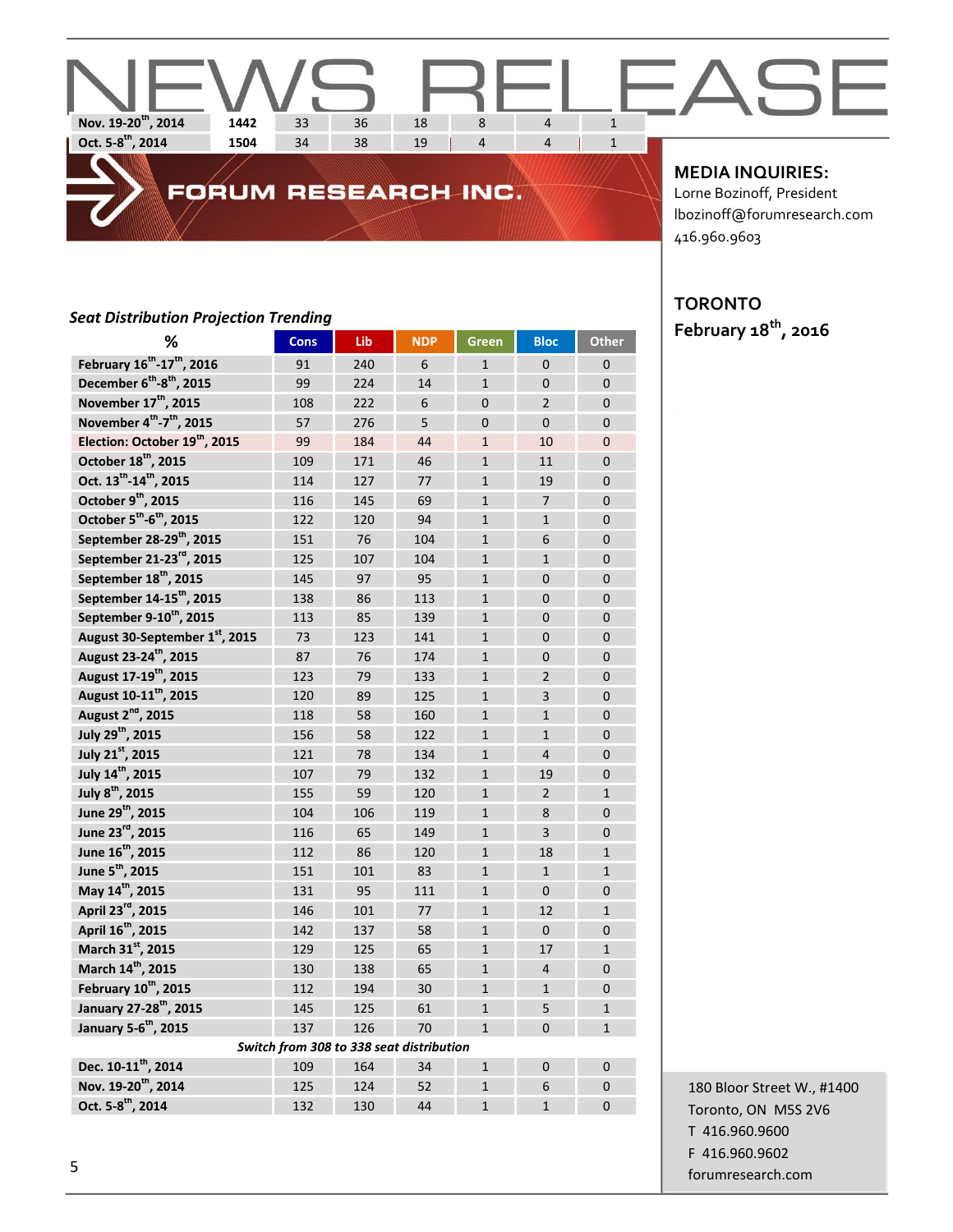| Nov. 19-20th, 2014 | 1442 | 33 | 36 | 18 | 8 | 4 | 1 |
|---|---|---|---|---|---|---|---|
| Oct. 5-8th, 2014 | 1504 | 34 | 38 | 19 | 4 | 4 | 1 |

**MEDIA INQUIRIES:**
Lorne Bozinoff, President
lbozinoff@forumresearch.com
416.960.9603

**TORONTO**
**February 18th, 2016**

### *Seat Distribution Projection Trending*

| % | Cons | Lib | NDP | Green | Bloc | Other |
|---|---|---|---|---|---|---|
| February 16th-17th, 2016 | 91 | 240 | 6 | 1 | 0 | 0 |
| December 6th-8th, 2015 | 99 | 224 | 14 | 1 | 0 | 0 |
| November 17th, 2015 | 108 | 222 | 6 | 0 | 2 | 0 |
| November 4th-7th, 2015 | 57 | 276 | 5 | 0 | 0 | 0 |
| Election: October 19th, 2015 | 99 | 184 | 44 | 1 | 10 | 0 |
| October 18th, 2015 | 109 | 171 | 46 | 1 | 11 | 0 |
| Oct. 13th-14th, 2015 | 114 | 127 | 77 | 1 | 19 | 0 |
| October 9th, 2015 | 116 | 145 | 69 | 1 | 7 | 0 |
| October 5th-6th, 2015 | 122 | 120 | 94 | 1 | 1 | 0 |
| September 28-29th, 2015 | 151 | 76 | 104 | 1 | 6 | 0 |
| September 21-23rd, 2015 | 125 | 107 | 104 | 1 | 1 | 0 |
| September 18th, 2015 | 145 | 97 | 95 | 1 | 0 | 0 |
| September 14-15th, 2015 | 138 | 86 | 113 | 1 | 0 | 0 |
| September 9-10th, 2015 | 113 | 85 | 139 | 1 | 0 | 0 |
| August 30-September 1st, 2015 | 73 | 123 | 141 | 1 | 0 | 0 |
| August 23-24th, 2015 | 87 | 76 | 174 | 1 | 0 | 0 |
| August 17-19th, 2015 | 123 | 79 | 133 | 1 | 2 | 0 |
| August 10-11th, 2015 | 120 | 89 | 125 | 1 | 3 | 0 |
| August 2nd, 2015 | 118 | 58 | 160 | 1 | 1 | 0 |
| July 29th, 2015 | 156 | 58 | 122 | 1 | 1 | 0 |
| July 21st, 2015 | 121 | 78 | 134 | 1 | 4 | 0 |
| July 14th, 2015 | 107 | 79 | 132 | 1 | 19 | 0 |
| July 8th, 2015 | 155 | 59 | 120 | 1 | 2 | 1 |
| June 29th, 2015 | 104 | 106 | 119 | 1 | 8 | 0 |
| June 23rd, 2015 | 116 | 65 | 149 | 1 | 3 | 0 |
| June 16th, 2015 | 112 | 86 | 120 | 1 | 18 | 1 |
| June 5th, 2015 | 151 | 101 | 83 | 1 | 1 | 1 |
| May 14th, 2015 | 131 | 95 | 111 | 1 | 0 | 0 |
| April 23rd, 2015 | 146 | 101 | 77 | 1 | 12 | 1 |
| April 16th, 2015 | 142 | 137 | 58 | 1 | 0 | 0 |
| March 31st, 2015 | 129 | 125 | 65 | 1 | 17 | 1 |
| March 14th, 2015 | 130 | 138 | 65 | 1 | 4 | 0 |
| February 10th, 2015 | 112 | 194 | 30 | 1 | 1 | 0 |
| January 27-28th, 2015 | 145 | 125 | 61 | 1 | 5 | 1 |
| January 5-6th, 2015 | 137 | 126 | 70 | 1 | 0 | 1 |
| *Switch from 308 to 338 seat distribution* | | | | | | |
| Dec. 10-11th, 2014 | 109 | 164 | 34 | 1 | 0 | 0 |
| Nov. 19-20th, 2014 | 125 | 124 | 52 | 1 | 6 | 0 |
| Oct. 5-8th, 2014 | 132 | 130 | 44 | 1 | 1 | 0 |

180 Bloor Street W., #1400
Toronto, ON M5S 2V6
T 416.960.9600
F 416.960.9602
forumresearch.com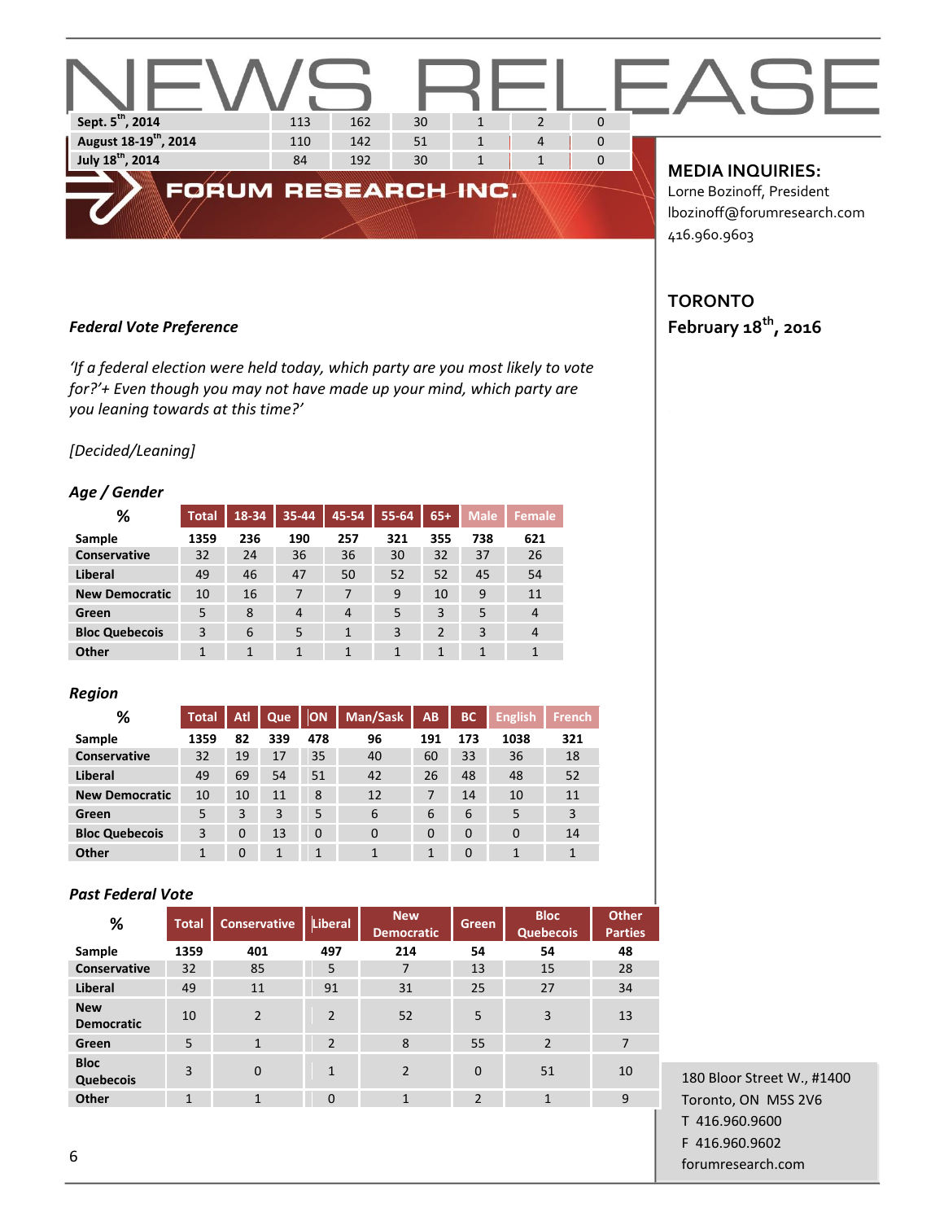| Sept. 5th, 2014 | 113 | 162 | 30 | 1 | 2 | 0 |
|---|---|---|---|---|---|---|
| August 18-19th, 2014 | 110 | 142 | 51 | 1 | 4 | 0 |
| July 18th, 2014 | 84 | 192 | 30 | 1 | 1 | 0 |

# NEWS RELEASE

**FORUM RESEARCH INC.**

**MEDIA INQUIRIES:**
Lorne Bozinoff, President
lbozinoff@forumresearch.com
416.960.9603

**TORONTO**
**February 18th, 2016**

***Federal Vote Preference***

*'If a federal election were held today, which party are you most likely to vote for?'+ Even though you may not have made up your mind, which party are you leaning towards at this time?'*

*[Decided/Leaning]*

***Age / Gender***

| % | Total | 18-34 | 35-44 | 45-54 | 55-64 | 65+ | Male | Female |
|---|---|---|---|---|---|---|---|---|
| **Sample** | 1359 | 236 | 190 | 257 | 321 | 355 | 738 | 621 |
| **Conservative** | 32 | 24 | 36 | 36 | 30 | 32 | 37 | 26 |
| **Liberal** | 49 | 46 | 47 | 50 | 52 | 52 | 45 | 54 |
| **New Democratic** | 10 | 16 | 7 | 7 | 9 | 10 | 9 | 11 |
| **Green** | 5 | 8 | 4 | 4 | 5 | 3 | 5 | 4 |
| **Bloc Quebecois** | 3 | 6 | 5 | 1 | 3 | 2 | 3 | 4 |
| **Other** | 1 | 1 | 1 | 1 | 1 | 1 | 1 | 1 |

***Region***

| % | Total | Atl | Que | ON | Man/Sask | AB | BC | English | French |
|---|---|---|---|---|---|---|---|---|---|
| **Sample** | 1359 | 82 | 339 | 478 | 96 | 191 | 173 | 1038 | 321 |
| **Conservative** | 32 | 19 | 17 | 35 | 40 | 60 | 33 | 36 | 18 |
| **Liberal** | 49 | 69 | 54 | 51 | 42 | 26 | 48 | 48 | 52 |
| **New Democratic** | 10 | 10 | 11 | 8 | 12 | 7 | 14 | 10 | 11 |
| **Green** | 5 | 3 | 3 | 5 | 6 | 6 | 6 | 5 | 3 |
| **Bloc Quebecois** | 3 | 0 | 13 | 0 | 0 | 0 | 0 | 0 | 14 |
| **Other** | 1 | 0 | 1 | 1 | 1 | 1 | 0 | 1 | 1 |

***Past Federal Vote***

| % | Total | Conservative | Liberal | New Democratic | Green | Bloc Quebecois | Other Parties |
|---|---|---|---|---|---|---|---|
| **Sample** | 1359 | 401 | 497 | 214 | 54 | 54 | 48 |
| **Conservative** | 32 | 85 | 5 | 7 | 13 | 15 | 28 |
| **Liberal** | 49 | 11 | 91 | 31 | 25 | 27 | 34 |
| **New Democratic** | 10 | 2 | 2 | 52 | 5 | 3 | 13 |
| **Green** | 5 | 1 | 2 | 8 | 55 | 2 | 7 |
| **Bloc Quebecois** | 3 | 0 | 1 | 2 | 0 | 51 | 10 |
| **Other** | 1 | 1 | 0 | 1 | 2 | 1 | 9 |

180 Bloor Street W., #1400
Toronto, ON M5S 2V6
T 416.960.9600
F 416.960.9602
forumresearch.com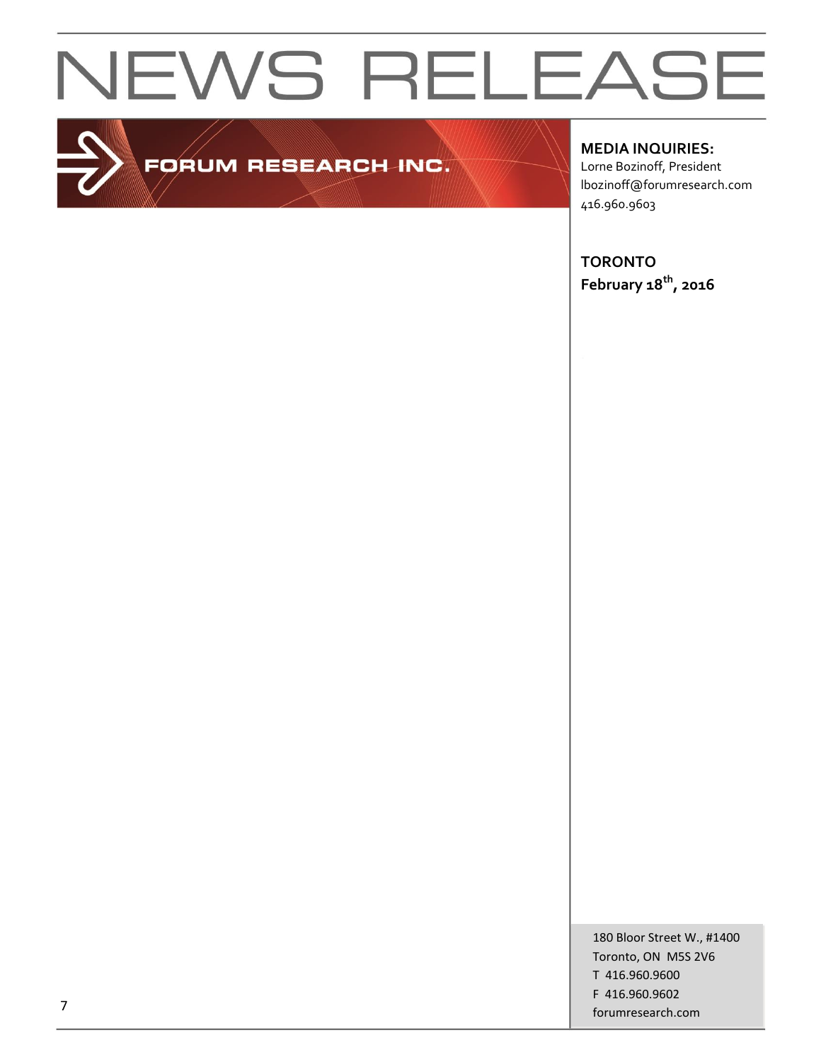# NEWS RELEASE

FORUM RESEARCH INC.

**MEDIA INQUIRIES:**
Lorne Bozinoff, President
lbozinoff@forumresearch.com
416.960.9603

**TORONTO**
**February 18th, 2016**

180 Bloor Street W., #1400
Toronto, ON M5S 2V6
T 416.960.9600
F 416.960.9602
forumresearch.com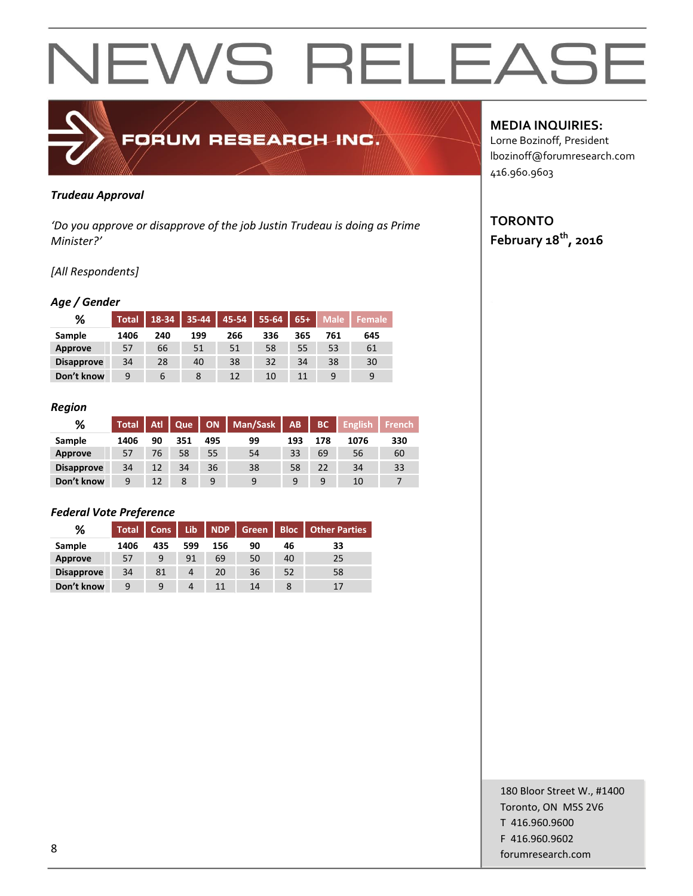# NEWS RELEASE

FORUM RESEARCH INC.

**MEDIA INQUIRIES:**
Lorne Bozinoff, President
lbozinoff@forumresearch.com
416.960.9603

**TORONTO**
**February 18th, 2016**

***Trudeau Approval***

*'Do you approve or disapprove of the job Justin Trudeau is doing as Prime Minister?'*

*[All Respondents]*

### *Age / Gender*

| % | Total | 18-34 | 35-44 | 45-54 | 55-64 | 65+ | Male | Female |
|---|---|---|---|---|---|---|---|---|
| **Sample** | **1406** | **240** | **199** | **266** | **336** | **365** | **761** | **645** |
| **Approve** | 57 | 66 | 51 | 51 | 58 | 55 | 53 | 61 |
| **Disapprove** | 34 | 28 | 40 | 38 | 32 | 34 | 38 | 30 |
| **Don't know** | 9 | 6 | 8 | 12 | 10 | 11 | 9 | 9 |

### *Region*

| % | Total | Atl | Que | ON | Man/Sask | AB | BC | English | French |
|---|---|---|---|---|---|---|---|---|---|
| **Sample** | **1406** | **90** | **351** | **495** | **99** | **193** | **178** | **1076** | **330** |
| **Approve** | 57 | 76 | 58 | 55 | 54 | 33 | 69 | 56 | 60 |
| **Disapprove** | 34 | 12 | 34 | 36 | 38 | 58 | 22 | 34 | 33 |
| **Don't know** | 9 | 12 | 8 | 9 | 9 | 9 | 9 | 10 | 7 |

### *Federal Vote Preference*

| % | Total | Cons | Lib | NDP | Green | Bloc | Other Parties |
|---|---|---|---|---|---|---|---|
| **Sample** | **1406** | **435** | **599** | **156** | **90** | **46** | **33** |
| **Approve** | 57 | 9 | 91 | 69 | 50 | 40 | 25 |
| **Disapprove** | 34 | 81 | 4 | 20 | 36 | 52 | 58 |
| **Don't know** | 9 | 9 | 4 | 11 | 14 | 8 | 17 |

180 Bloor Street W., #1400
Toronto, ON M5S 2V6
T 416.960.9600
F 416.960.9602
forumresearch.com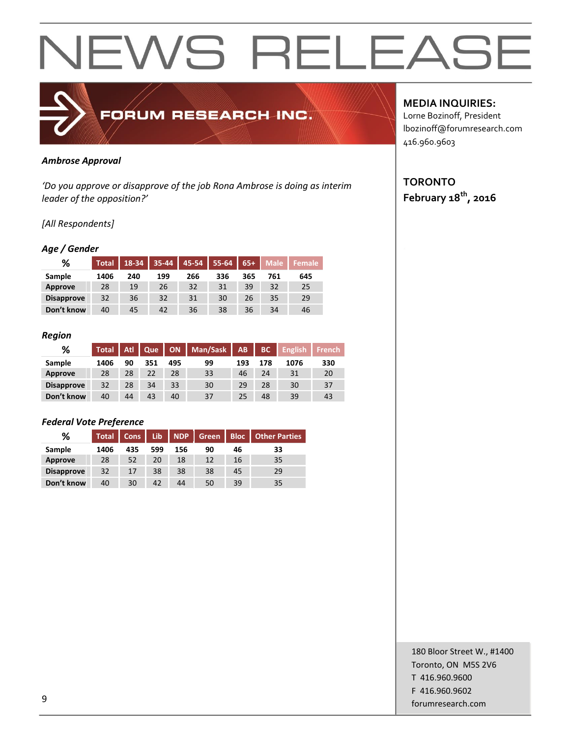# NEWS RELEASE

**FORUM RESEARCH INC.**

**MEDIA INQUIRIES:**
Lorne Bozinoff, President
lbozinoff@forumresearch.com
416.960.9603

**TORONTO**
**February 18th, 2016**

***Ambrose Approval***

*'Do you approve or disapprove of the job Rona Ambrose is doing as interim leader of the opposition?'*

*[All Respondents]*

***Age / Gender***

| % | Total | 18-34 | 35-44 | 45-54 | 55-64 | 65+ | Male | Female |
|---|---|---|---|---|---|---|---|---|
| **Sample** | 1406 | 240 | 199 | 266 | 336 | 365 | 761 | 645 |
| **Approve** | 28 | 19 | 26 | 32 | 31 | 39 | 32 | 25 |
| **Disapprove** | 32 | 36 | 32 | 31 | 30 | 26 | 35 | 29 |
| **Don't know** | 40 | 45 | 42 | 36 | 38 | 36 | 34 | 46 |

***Region***

| % | Total | Atl | Que | ON | Man/Sask | AB | BC | English | French |
|---|---|---|---|---|---|---|---|---|---|
| **Sample** | 1406 | 90 | 351 | 495 | 99 | 193 | 178 | 1076 | 330 |
| **Approve** | 28 | 28 | 22 | 28 | 33 | 46 | 24 | 31 | 20 |
| **Disapprove** | 32 | 28 | 34 | 33 | 30 | 29 | 28 | 30 | 37 |
| **Don't know** | 40 | 44 | 43 | 40 | 37 | 25 | 48 | 39 | 43 |

***Federal Vote Preference***

| % | Total | Cons | Lib | NDP | Green | Bloc | Other Parties |
|---|---|---|---|---|---|---|---|
| **Sample** | 1406 | 435 | 599 | 156 | 90 | 46 | 33 |
| **Approve** | 28 | 52 | 20 | 18 | 12 | 16 | 35 |
| **Disapprove** | 32 | 17 | 38 | 38 | 38 | 45 | 29 |
| **Don't know** | 40 | 30 | 42 | 44 | 50 | 39 | 35 |

180 Bloor Street W., #1400
Toronto, ON M5S 2V6
T 416.960.9600
F 416.960.9602
forumresearch.com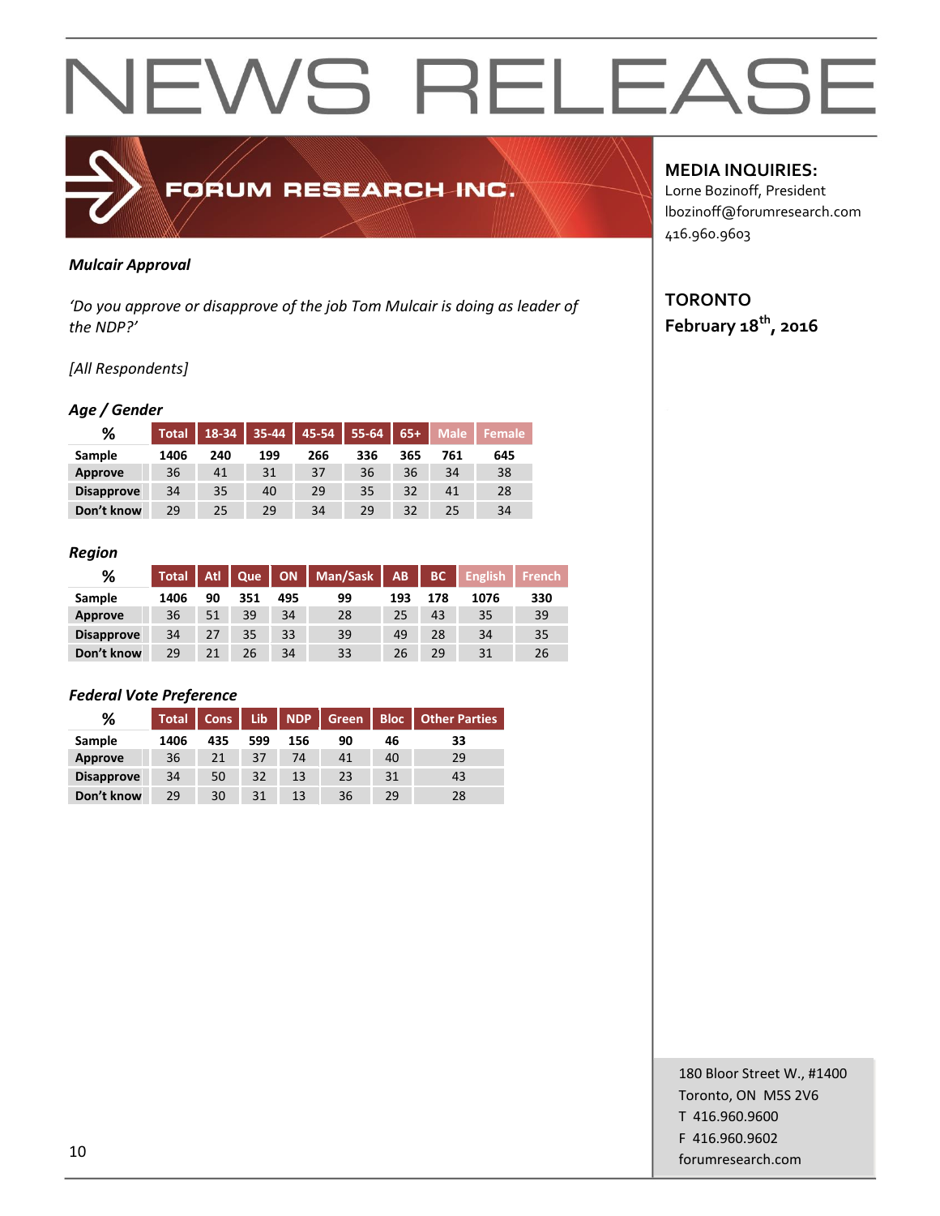# NEWS RELEASE

**FORUM RESEARCH INC.**

**MEDIA INQUIRIES:**
Lorne Bozinoff, President
lbozinoff@forumresearch.com
416.960.9603

**TORONTO**
**February 18th, 2016**

***Mulcair Approval***

*'Do you approve or disapprove of the job Tom Mulcair is doing as leader of the NDP?'*

*[All Respondents]*

### *Age / Gender*

| % | Total | 18-34 | 35-44 | 45-54 | 55-64 | 65+ | Male | Female |
|---|---|---|---|---|---|---|---|---|
| **Sample** | **1406** | **240** | **199** | **266** | **336** | **365** | **761** | **645** |
| **Approve** | 36 | 41 | 31 | 37 | 36 | 36 | 34 | 38 |
| **Disapprove** | 34 | 35 | 40 | 29 | 35 | 32 | 41 | 28 |
| **Don't know** | 29 | 25 | 29 | 34 | 29 | 32 | 25 | 34 |

### *Region*

| % | Total | Atl | Que | ON | Man/Sask | AB | BC | English | French |
|---|---|---|---|---|---|---|---|---|---|
| **Sample** | **1406** | **90** | **351** | **495** | **99** | **193** | **178** | **1076** | **330** |
| **Approve** | 36 | 51 | 39 | 34 | 28 | 25 | 43 | 35 | 39 |
| **Disapprove** | 34 | 27 | 35 | 33 | 39 | 49 | 28 | 34 | 35 |
| **Don't know** | 29 | 21 | 26 | 34 | 33 | 26 | 29 | 31 | 26 |

### *Federal Vote Preference*

| % | Total | Cons | Lib | NDP | Green | Bloc | Other Parties |
|---|---|---|---|---|---|---|---|
| **Sample** | **1406** | **435** | **599** | **156** | **90** | **46** | **33** |
| **Approve** | 36 | 21 | 37 | 74 | 41 | 40 | 29 |
| **Disapprove** | 34 | 50 | 32 | 13 | 23 | 31 | 43 |
| **Don't know** | 29 | 30 | 31 | 13 | 36 | 29 | 28 |

180 Bloor Street W., #1400
Toronto, ON M5S 2V6
T 416.960.9600
F 416.960.9602
forumresearch.com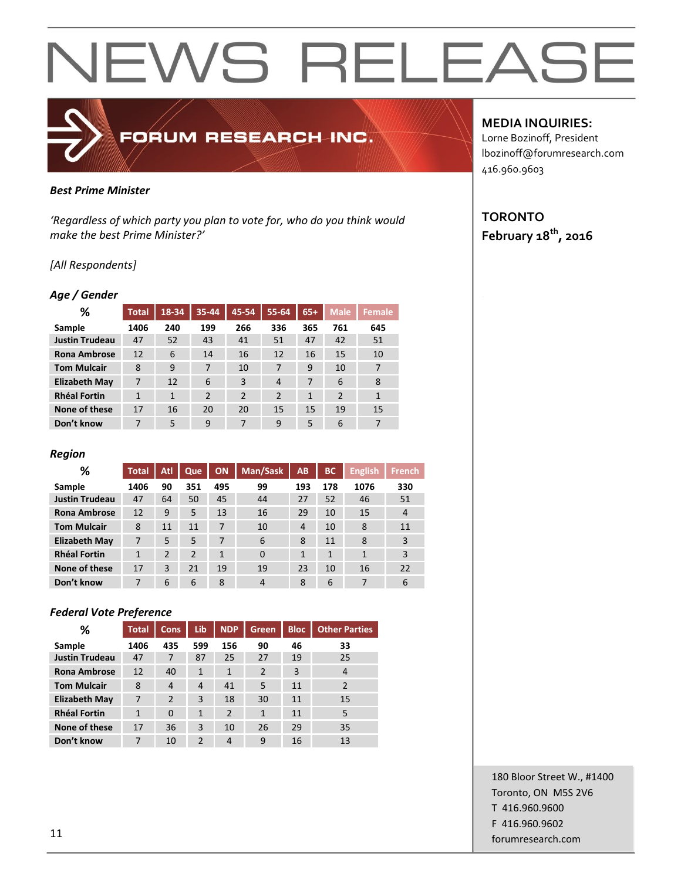# NEWS RELEASE

FORUM RESEARCH INC.

**MEDIA INQUIRIES:**
Lorne Bozinoff, President
lbozinoff@forumresearch.com
416.960.9603

**TORONTO**
**February 18th, 2016**

***Best Prime Minister***

*'Regardless of which party you plan to vote for, who do you think would make the best Prime Minister?'*

*[All Respondents]*

### *Age / Gender*

| % | Total | 18-34 | 35-44 | 45-54 | 55-64 | 65+ | Male | Female |
|---|---|---|---|---|---|---|---|---|
| Sample | 1406 | 240 | 199 | 266 | 336 | 365 | 761 | 645 |
| Justin Trudeau | 47 | 52 | 43 | 41 | 51 | 47 | 42 | 51 |
| Rona Ambrose | 12 | 6 | 14 | 16 | 12 | 16 | 15 | 10 |
| Tom Mulcair | 8 | 9 | 7 | 10 | 7 | 9 | 10 | 7 |
| Elizabeth May | 7 | 12 | 6 | 3 | 4 | 7 | 6 | 8 |
| Rhéal Fortin | 1 | 1 | 2 | 2 | 2 | 1 | 2 | 1 |
| None of these | 17 | 16 | 20 | 20 | 15 | 15 | 19 | 15 |
| Don't know | 7 | 5 | 9 | 7 | 9 | 5 | 6 | 7 |

### *Region*

| % | Total | Atl | Que | ON | Man/Sask | AB | BC | English | French |
|---|---|---|---|---|---|---|---|---|---|
| Sample | 1406 | 90 | 351 | 495 | 99 | 193 | 178 | 1076 | 330 |
| Justin Trudeau | 47 | 64 | 50 | 45 | 44 | 27 | 52 | 46 | 51 |
| Rona Ambrose | 12 | 9 | 5 | 13 | 16 | 29 | 10 | 15 | 4 |
| Tom Mulcair | 8 | 11 | 11 | 7 | 10 | 4 | 10 | 8 | 11 |
| Elizabeth May | 7 | 5 | 5 | 7 | 6 | 8 | 11 | 8 | 3 |
| Rhéal Fortin | 1 | 2 | 2 | 1 | 0 | 1 | 1 | 1 | 3 |
| None of these | 17 | 3 | 21 | 19 | 19 | 23 | 10 | 16 | 22 |
| Don't know | 7 | 6 | 6 | 8 | 4 | 8 | 6 | 7 | 6 |

### *Federal Vote Preference*

| % | Total | Cons | Lib | NDP | Green | Bloc | Other Parties |
|---|---|---|---|---|---|---|---|
| Sample | 1406 | 435 | 599 | 156 | 90 | 46 | 33 |
| Justin Trudeau | 47 | 7 | 87 | 25 | 27 | 19 | 25 |
| Rona Ambrose | 12 | 40 | 1 | 1 | 2 | 3 | 4 |
| Tom Mulcair | 8 | 4 | 4 | 41 | 5 | 11 | 2 |
| Elizabeth May | 7 | 2 | 3 | 18 | 30 | 11 | 15 |
| Rhéal Fortin | 1 | 0 | 1 | 2 | 1 | 11 | 5 |
| None of these | 17 | 36 | 3 | 10 | 26 | 29 | 35 |
| Don't know | 7 | 10 | 2 | 4 | 9 | 16 | 13 |

180 Bloor Street W., #1400
Toronto, ON M5S 2V6
T 416.960.9600
F 416.960.9602
forumresearch.com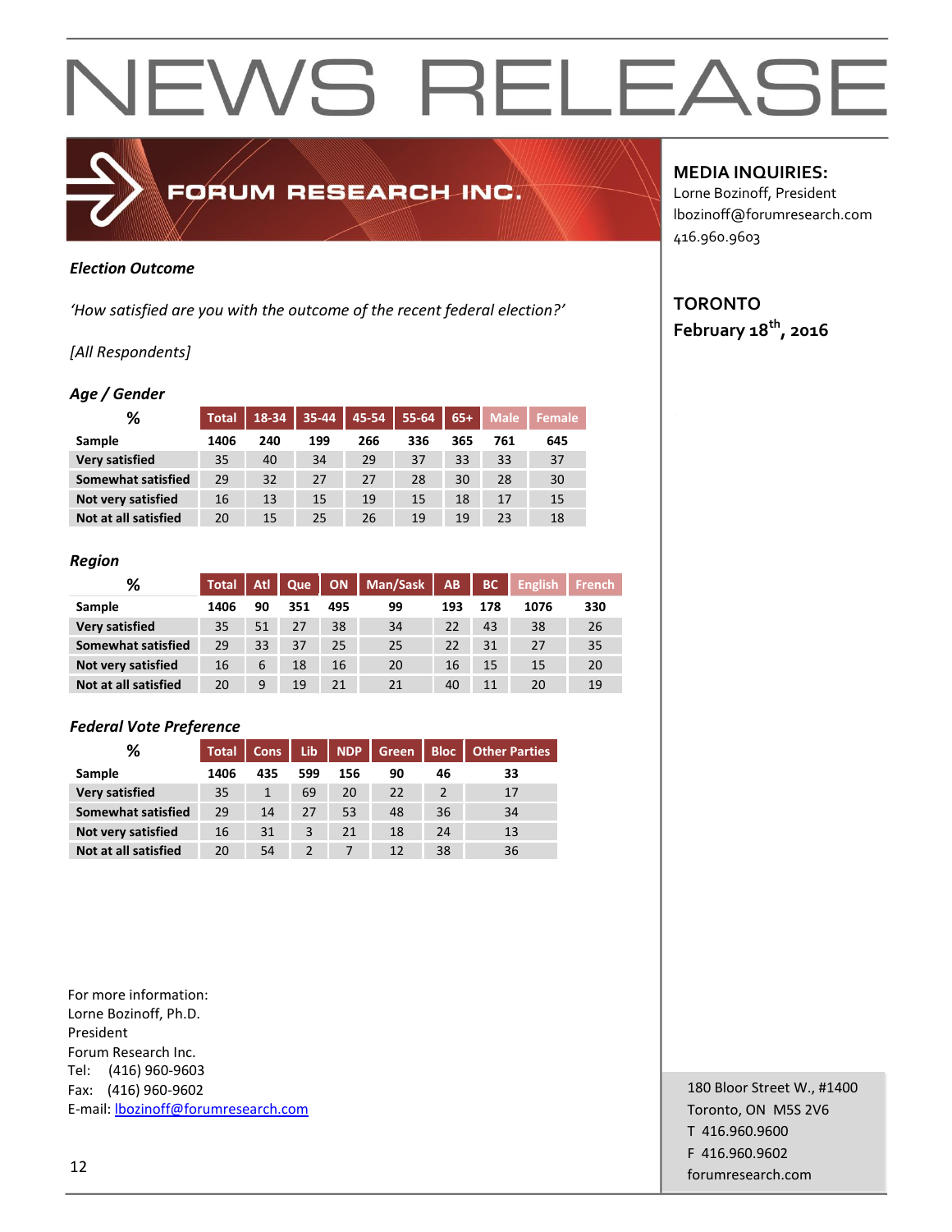# NEWS RELEASE

FORUM RESEARCH INC.

**MEDIA INQUIRIES:**
Lorne Bozinoff, President
lbozinoff@forumresearch.com
416.960.9603

**TORONTO**
**February 18th, 2016**

***Election Outcome***

*'How satisfied are you with the outcome of the recent federal election?'*

*[All Respondents]*

### *Age / Gender*

| % | Total | 18-34 | 35-44 | 45-54 | 55-64 | 65+ | Male | Female |
|---|---|---|---|---|---|---|---|---|
| **Sample** | **1406** | **240** | **199** | **266** | **336** | **365** | **761** | **645** |
| **Very satisfied** | 35 | 40 | 34 | 29 | 37 | 33 | 33 | 37 |
| **Somewhat satisfied** | 29 | 32 | 27 | 27 | 28 | 30 | 28 | 30 |
| **Not very satisfied** | 16 | 13 | 15 | 19 | 15 | 18 | 17 | 15 |
| **Not at all satisfied** | 20 | 15 | 25 | 26 | 19 | 19 | 23 | 18 |

### *Region*

| % | Total | Atl | Que | ON | Man/Sask | AB | BC | English | French |
|---|---|---|---|---|---|---|---|---|---|
| **Sample** | **1406** | **90** | **351** | **495** | **99** | **193** | **178** | **1076** | **330** |
| **Very satisfied** | 35 | 51 | 27 | 38 | 34 | 22 | 43 | 38 | 26 |
| **Somewhat satisfied** | 29 | 33 | 37 | 25 | 25 | 22 | 31 | 27 | 35 |
| **Not very satisfied** | 16 | 6 | 18 | 16 | 20 | 16 | 15 | 15 | 20 |
| **Not at all satisfied** | 20 | 9 | 19 | 21 | 21 | 40 | 11 | 20 | 19 |

### *Federal Vote Preference*

| % | Total | Cons | Lib | NDP | Green | Bloc | Other Parties |
|---|---|---|---|---|---|---|---|
| **Sample** | **1406** | **435** | **599** | **156** | **90** | **46** | **33** |
| **Very satisfied** | 35 | 1 | 69 | 20 | 22 | 2 | 17 |
| **Somewhat satisfied** | 29 | 14 | 27 | 53 | 48 | 36 | 34 |
| **Not very satisfied** | 16 | 31 | 3 | 21 | 18 | 24 | 13 |
| **Not at all satisfied** | 20 | 54 | 2 | 7 | 12 | 38 | 36 |

For more information:
Lorne Bozinoff, Ph.D.
President
Forum Research Inc.
Tel: (416) 960-9603
Fax: (416) 960-9602
E-mail: lbozinoff@forumresearch.com

180 Bloor Street W., #1400
Toronto, ON M5S 2V6
T 416.960.9600
F 416.960.9602
forumresearch.com